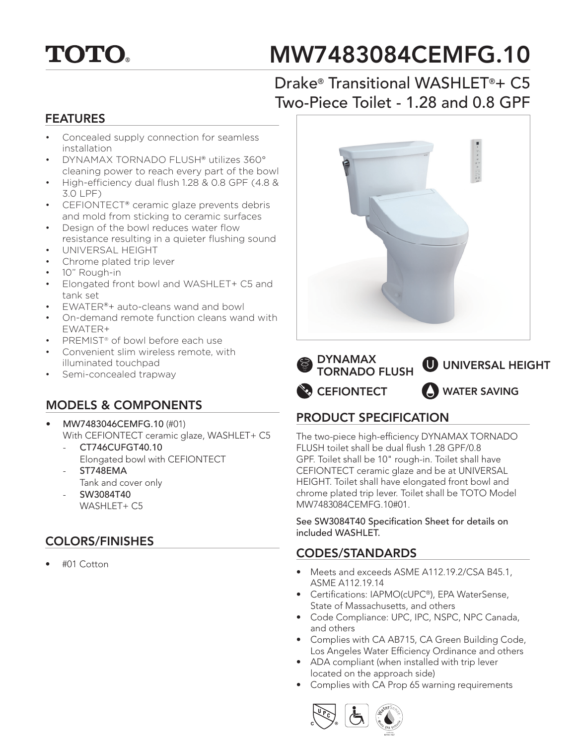TOTO

# MW7483084CEMFG.10

## Drake® Transitional WASHLET®+ C5 Two-Piece Toilet - 1.28 and 0.8 GPF

## FEATURES

- Concealed supply connection for seamless installation
- DYNAMAX TORNADO FLUSH® utilizes 360° cleaning power to reach every part of the bowl
- High-efficiency dual flush 1.28 & 0.8 GPF (4.8 & 3.0 LPF)
- CEFIONTECT® ceramic glaze prevents debris and mold from sticking to ceramic surfaces
- Design of the bowl reduces water flow resistance resulting in a quieter flushing sound
- UNIVERSAL HEIGHT
- Chrome plated trip lever
- 10" Rough-in
- Elongated front bowl and WASHLET+ C5 and tank set
- EWATER®+ auto-cleans wand and bowl
- On-demand remote function cleans wand with EWATER+
- PREMIST® of bowl before each use
- Convenient slim wireless remote, with illuminated touchpad
- Semi-concealed trapway

## MODELS & COMPONENTS

- **MW7483046CEMFG.10** (#01)
  With CEFIONTECT ceramic glaze, WASHLET+ C5
  - **CT746CUFGT40.10**
    Elongated bowl with CEFIONTECT
  - **ST748EMA**
    Tank and cover only
  - **SW3084T40**
    WASHLET+ C5

## COLORS/FINISHES

- #01 Cotton

DYNAMAX TORNADO FLUSH | UNIVERSAL HEIGHT | CEFIONTECT | WATER SAVING

## PRODUCT SPECIFICATION

The two-piece high-efficiency DYNAMAX TORNADO FLUSH toilet shall be dual flush 1.28 GPF/0.8 GPF. Toilet shall be 10" rough-in. Toilet shall have CEFIONTECT ceramic glaze and be at UNIVERSAL HEIGHT. Toilet shall have elongated front bowl and chrome plated trip lever. Toilet shall be TOTO Model MW7483084CEMFG.10#01.

See SW3084T40 Specification Sheet for details on included WASHLET.

## CODES/STANDARDS

- Meets and exceeds ASME A112.19.2/CSA B45.1, ASME A112.19.14
- Certifications: IAPMO(cUPC®), EPA WaterSense, State of Massachusetts, and others
- Code Compliance: UPC, IPC, NSPC, NPC Canada, and others
- Complies with CA AB715, CA Green Building Code, Los Angeles Water Efficiency Ordinance and others
- ADA compliant (when installed with trip lever located on the approach side)
- Complies with CA Prop 65 warning requirements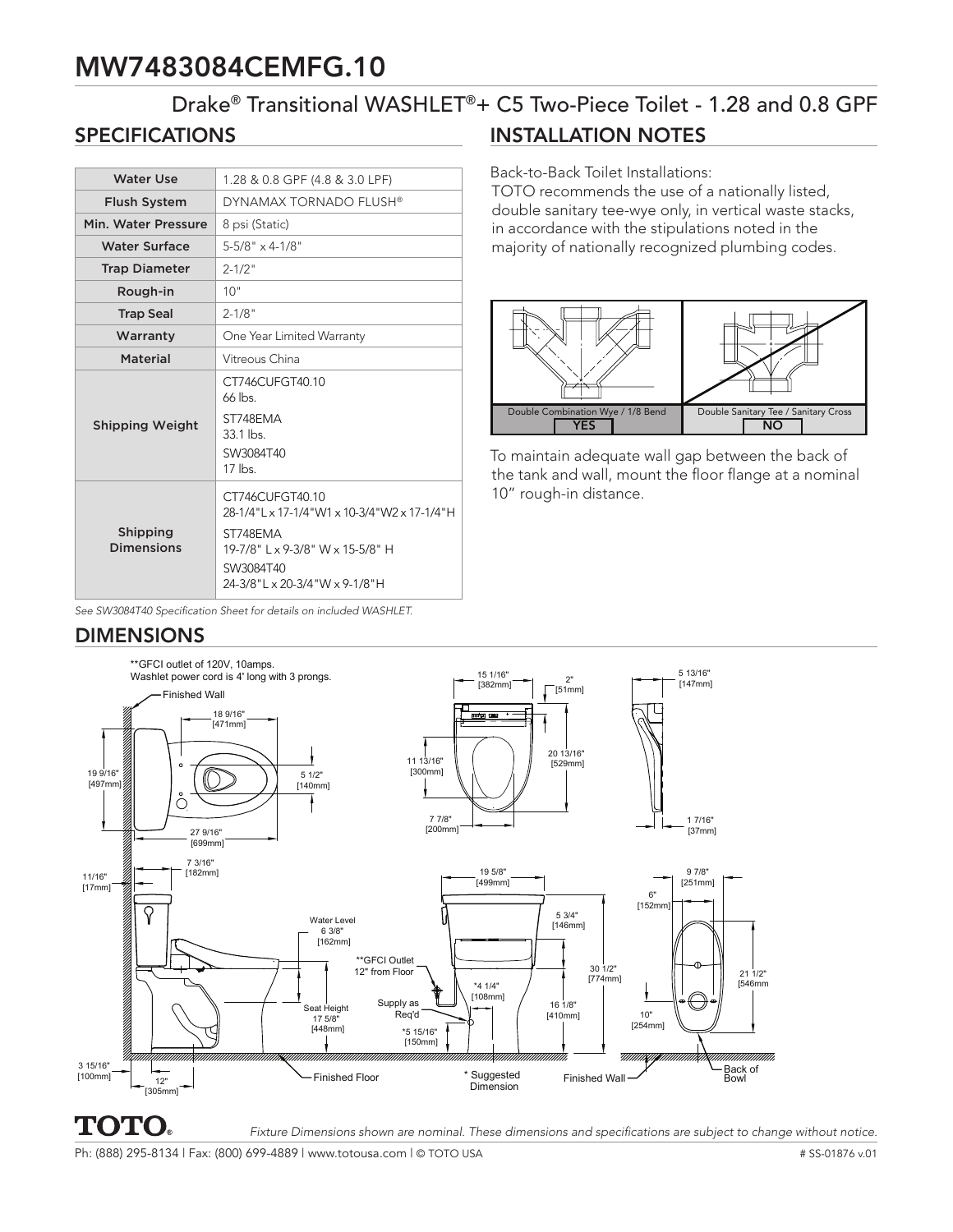# MW7483084CEMFG.10

## Drake® Transitional WASHLET®+ C5 Two-Piece Toilet - 1.28 and 0.8 GPF

## SPECIFICATIONS

| | |
|---|---|
| Water Use | 1.28 & 0.8 GPF (4.8 & 3.0 LPF) |
| Flush System | DYNAMAX TORNADO FLUSH® |
| Min. Water Pressure | 8 psi (Static) |
| Water Surface | 5-5/8" x 4-1/8" |
| Trap Diameter | 2-1/2" |
| Rough-in | 10" |
| Trap Seal | 2-1/8" |
| Warranty | One Year Limited Warranty |
| Material | Vitreous China |
| Shipping Weight | CT746CUFGT40.10 66 lbs. ST748EMA 33.1 lbs. SW3084T40 17 lbs. |
| Shipping Dimensions | CT746CUFGT40.10 28-1/4"L x 17-1/4"W1 x 10-3/4"W2 x 17-1/4"H ST748EMA 19-7/8" L x 9-3/8" W x 15-5/8" H SW3084T40 24-3/8"L x 20-3/4"W x 9-1/8"H |

*See SW3084T40 Specification Sheet for details on included WASHLET.*

## INSTALLATION NOTES

Back-to-Back Toilet Installations:
TOTO recommends the use of a nationally listed, double sanitary tee-wye only, in vertical waste stacks, in accordance with the stipulations noted in the majority of nationally recognized plumbing codes.

Double Combination Wye / 1/8 Bend
YES

Double Sanitary Tee / Sanitary Cross
NO

To maintain adequate wall gap between the back of the tank and wall, mount the floor flange at a nominal 10" rough-in distance.

## DIMENSIONS

**GFCI outlet of 120V, 10amps.
Washlet power cord is 4' long with 3 prongs.

Finished Wall

18 9/16" [471mm]
19 9/16" [497mm]
5 1/2" [140mm]
27 9/16" [699mm]
15 1/16" [382mm]
2" [51mm]
11 13/16" [300mm]
20 13/16" [529mm]
7 7/8" [200mm]
5 13/16" [147mm]
1 7/16" [37mm]
7 3/16" [182mm]
11/16" [17mm]
Water Level 6 3/8" [162mm]
Seat Height 17 5/8" [448mm]
3 15/16" [100mm]
12" [305mm]
Finished Floor
19 5/8" [499mm]
5 3/4" [146mm]
**GFCI Outlet 12" from Floor
*4 1/4" [108mm]
Supply as Req'd
*5 15/16" [150mm]
16 1/8" [410mm]
30 1/2" [774mm]
* Suggested Dimension
9 7/8" [251mm]
6" [152mm]
21 1/2" [546mm
10" [254mm]
Finished Wall
Back of Bowl

*Fixture Dimensions shown are nominal. These dimensions and specifications are subject to change without notice.*

Ph: (888) 295-8134 | Fax: (800) 699-4889 | www.totousa.com | © TOTO USA

# SS-01876 v.01